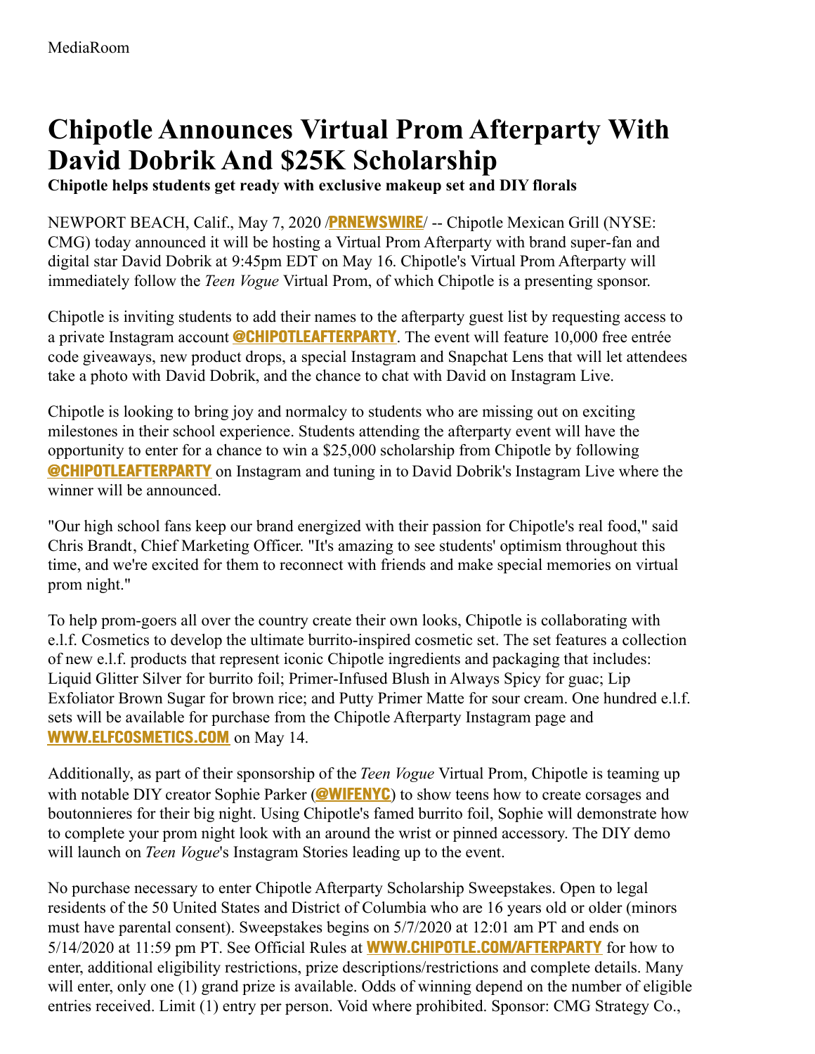MediaRoom

# Chipotle Announces Virtual Prom Afterparty With David Dobrik And $25K Scholarship

**Chipotle helps students get ready with exclusive makeup set and DIY florals**

NEWPORT BEACH, Calif., May 7, 2020 /**PRNEWSWIRE**/ -- Chipotle Mexican Grill (NYSE: CMG) today announced it will be hosting a Virtual Prom Afterparty with brand super-fan and digital star David Dobrik at 9:45pm EDT on May 16. Chipotle's Virtual Prom Afterparty will immediately follow the *Teen Vogue* Virtual Prom, of which Chipotle is a presenting sponsor.

Chipotle is inviting students to add their names to the afterparty guest list by requesting access to a private Instagram account **@CHIPOTLEAFTERPARTY**. The event will feature 10,000 free entrée code giveaways, new product drops, a special Instagram and Snapchat Lens that will let attendees take a photo with David Dobrik, and the chance to chat with David on Instagram Live.

Chipotle is looking to bring joy and normalcy to students who are missing out on exciting milestones in their school experience. Students attending the afterparty event will have the opportunity to enter for a chance to win a $25,000 scholarship from Chipotle by following **@CHIPOTLEAFTERPARTY** on Instagram and tuning in to David Dobrik's Instagram Live where the winner will be announced.

"Our high school fans keep our brand energized with their passion for Chipotle's real food," said Chris Brandt, Chief Marketing Officer. "It's amazing to see students' optimism throughout this time, and we're excited for them to reconnect with friends and make special memories on virtual prom night."

To help prom-goers all over the country create their own looks, Chipotle is collaborating with e.l.f. Cosmetics to develop the ultimate burrito-inspired cosmetic set. The set features a collection of new e.l.f. products that represent iconic Chipotle ingredients and packaging that includes: Liquid Glitter Silver for burrito foil; Primer-Infused Blush in Always Spicy for guac; Lip Exfoliator Brown Sugar for brown rice; and Putty Primer Matte for sour cream. One hundred e.l.f. sets will be available for purchase from the Chipotle Afterparty Instagram page and **WWW.ELFCOSMETICS.COM** on May 14.

Additionally, as part of their sponsorship of the *Teen Vogue* Virtual Prom, Chipotle is teaming up with notable DIY creator Sophie Parker (**@WIFENYC**) to show teens how to create corsages and boutonnieres for their big night. Using Chipotle's famed burrito foil, Sophie will demonstrate how to complete your prom night look with an around the wrist or pinned accessory. The DIY demo will launch on *Teen Vogue*'s Instagram Stories leading up to the event.

No purchase necessary to enter Chipotle Afterparty Scholarship Sweepstakes. Open to legal residents of the 50 United States and District of Columbia who are 16 years old or older (minors must have parental consent). Sweepstakes begins on 5/7/2020 at 12:01 am PT and ends on 5/14/2020 at 11:59 pm PT. See Official Rules at **WWW.CHIPOTLE.COM/AFTERPARTY** for how to enter, additional eligibility restrictions, prize descriptions/restrictions and complete details. Many will enter, only one (1) grand prize is available. Odds of winning depend on the number of eligible entries received. Limit (1) entry per person. Void where prohibited. Sponsor: CMG Strategy Co.,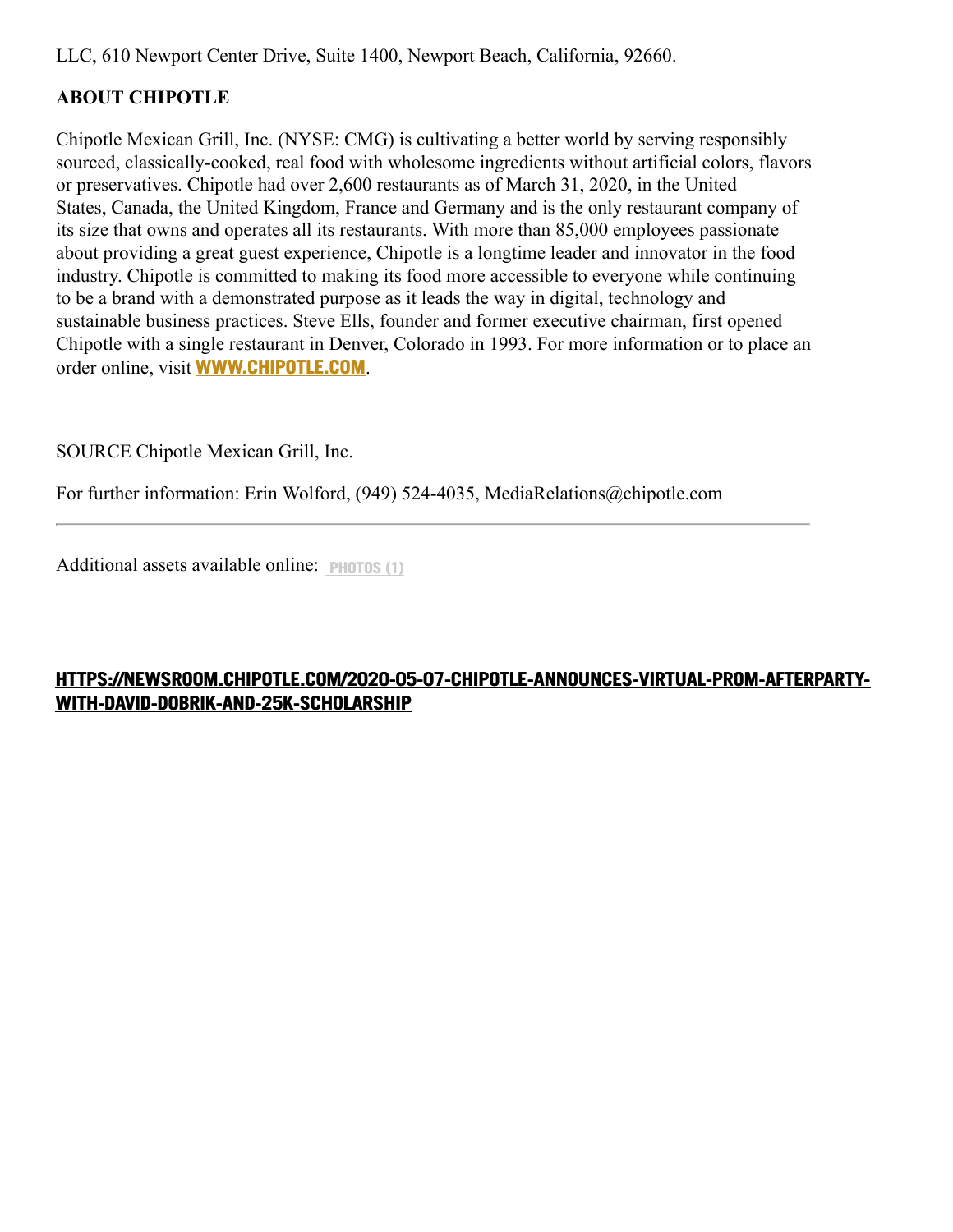LLC, 610 Newport Center Drive, Suite 1400, Newport Beach, California, 92660.

**ABOUT CHIPOTLE**

Chipotle Mexican Grill, Inc. (NYSE: CMG) is cultivating a better world by serving responsibly sourced, classically-cooked, real food with wholesome ingredients without artificial colors, flavors or preservatives. Chipotle had over 2,600 restaurants as of March 31, 2020, in the United States, Canada, the United Kingdom, France and Germany and is the only restaurant company of its size that owns and operates all its restaurants. With more than 85,000 employees passionate about providing a great guest experience, Chipotle is a longtime leader and innovator in the food industry. Chipotle is committed to making its food more accessible to everyone while continuing to be a brand with a demonstrated purpose as it leads the way in digital, technology and sustainable business practices. Steve Ells, founder and former executive chairman, first opened Chipotle with a single restaurant in Denver, Colorado in 1993. For more information or to place an order online, visit **WWW.CHIPOTLE.COM**.

SOURCE Chipotle Mexican Grill, Inc.

For further information: Erin Wolford, (949) 524-4035, MediaRelations@chipotle.com

---

Additional assets available online: PHOTOS (1)

**HTTPS://NEWSROOM.CHIPOTLE.COM/2020-05-07-CHIPOTLE-ANNOUNCES-VIRTUAL-PROM-AFTERPARTY-WITH-DAVID-DOBRIK-AND-25K-SCHOLARSHIP**